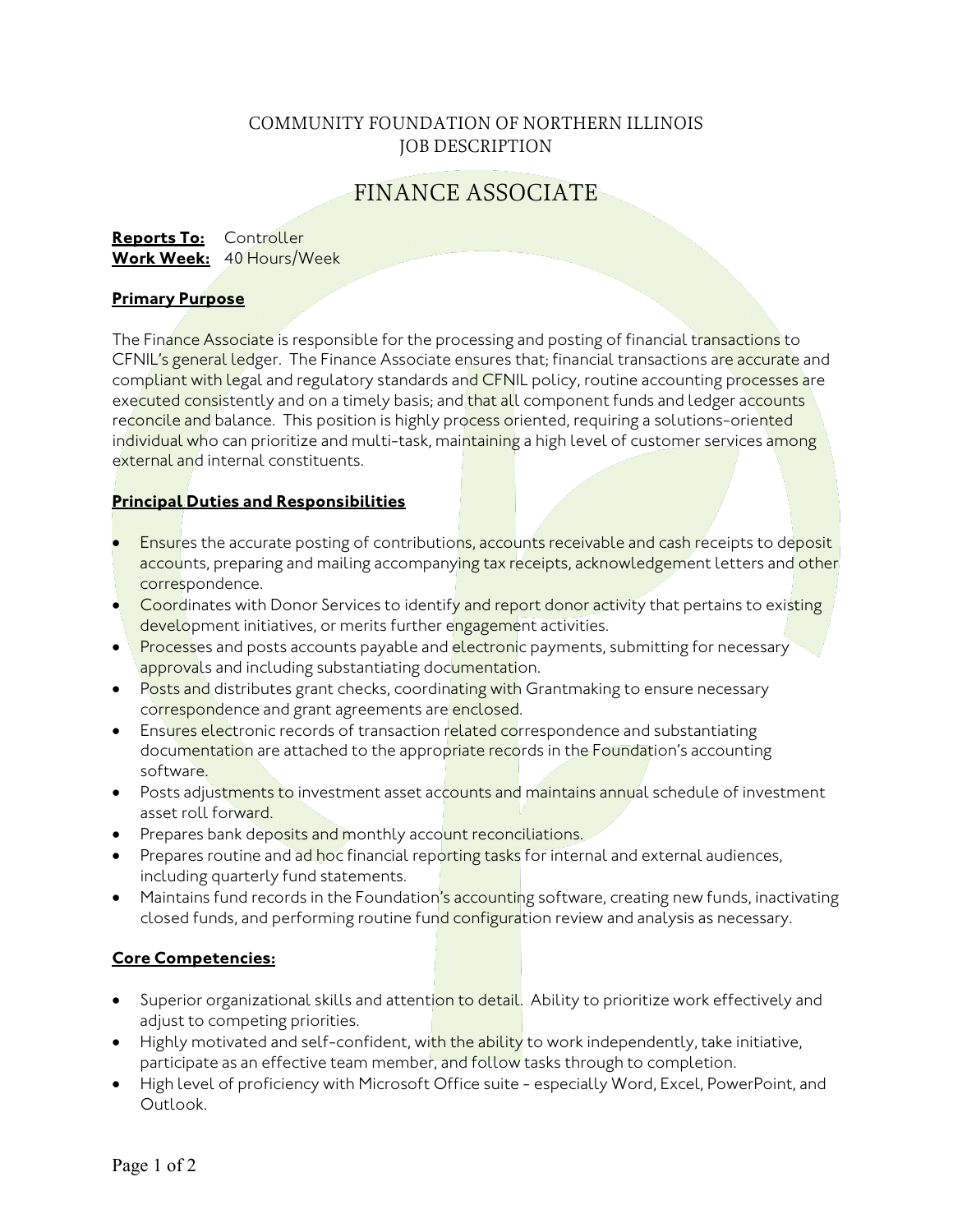COMMUNITY FOUNDATION OF NORTHERN ILLINOIS
JOB DESCRIPTION

# FINANCE ASSOCIATE

**Reports To:** Controller
**Work Week:** 40 Hours/Week

## Primary Purpose

The Finance Associate is responsible for the processing and posting of financial transactions to CFNIL's general ledger. The Finance Associate ensures that; financial transactions are accurate and compliant with legal and regulatory standards and CFNIL policy, routine accounting processes are executed consistently and on a timely basis; and that all component funds and ledger accounts reconcile and balance. This position is highly process oriented, requiring a solutions-oriented individual who can prioritize and multi-task, maintaining a high level of customer services among external and internal constituents.

## Principal Duties and Responsibilities

- Ensures the accurate posting of contributions, accounts receivable and cash receipts to deposit accounts, preparing and mailing accompanying tax receipts, acknowledgement letters and other correspondence.
- Coordinates with Donor Services to identify and report donor activity that pertains to existing development initiatives, or merits further engagement activities.
- Processes and posts accounts payable and electronic payments, submitting for necessary approvals and including substantiating documentation.
- Posts and distributes grant checks, coordinating with Grantmaking to ensure necessary correspondence and grant agreements are enclosed.
- Ensures electronic records of transaction related correspondence and substantiating documentation are attached to the appropriate records in the Foundation's accounting software.
- Posts adjustments to investment asset accounts and maintains annual schedule of investment asset roll forward.
- Prepares bank deposits and monthly account reconciliations.
- Prepares routine and ad hoc financial reporting tasks for internal and external audiences, including quarterly fund statements.
- Maintains fund records in the Foundation's accounting software, creating new funds, inactivating closed funds, and performing routine fund configuration review and analysis as necessary.

## Core Competencies:

- Superior organizational skills and attention to detail. Ability to prioritize work effectively and adjust to competing priorities.
- Highly motivated and self-confident, with the ability to work independently, take initiative, participate as an effective team member, and follow tasks through to completion.
- High level of proficiency with Microsoft Office suite - especially Word, Excel, PowerPoint, and Outlook.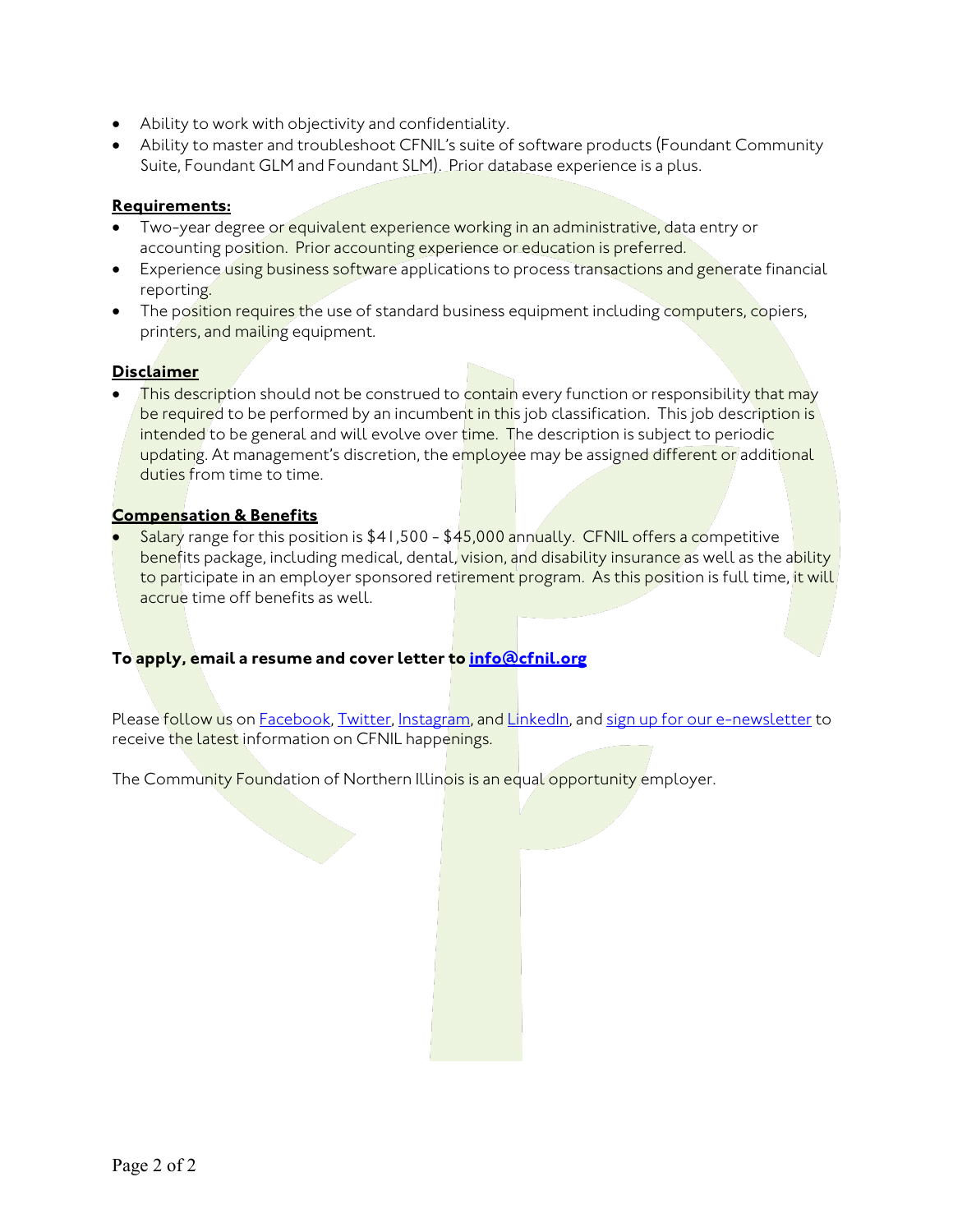- Ability to work with objectivity and confidentiality.
- Ability to master and troubleshoot CFNIL's suite of software products (Foundant Community Suite, Foundant GLM and Foundant SLM). Prior database experience is a plus.

**Requirements:**

- Two-year degree or equivalent experience working in an administrative, data entry or accounting position. Prior accounting experience or education is preferred.
- Experience using business software applications to process transactions and generate financial reporting.
- The position requires the use of standard business equipment including computers, copiers, printers, and mailing equipment.

**Disclaimer**

- This description should not be construed to contain every function or responsibility that may be required to be performed by an incumbent in this job classification. This job description is intended to be general and will evolve over time. The description is subject to periodic updating. At management's discretion, the employee may be assigned different or additional duties from time to time.

**Compensation & Benefits**

- Salary range for this position is $41,500 - $45,000 annually. CFNIL offers a competitive benefits package, including medical, dental, vision, and disability insurance as well as the ability to participate in an employer sponsored retirement program. As this position is full time, it will accrue time off benefits as well.

**To apply, email a resume and cover letter to info@cfnil.org**

Please follow us on Facebook, Twitter, Instagram, and LinkedIn, and sign up for our e-newsletter to receive the latest information on CFNIL happenings.

The Community Foundation of Northern Illinois is an equal opportunity employer.